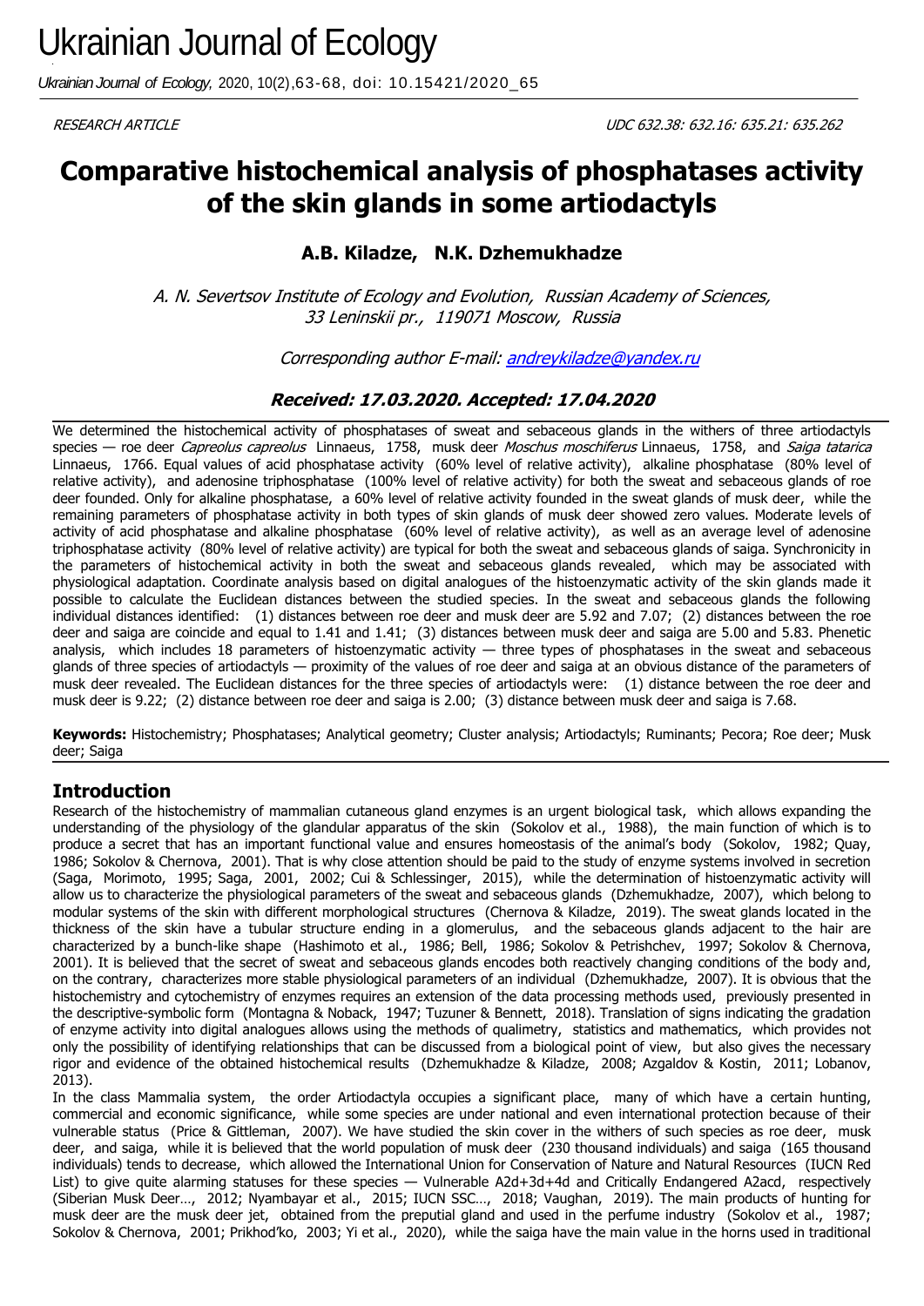# Ukrainian Journal of Ecology

*Ukrainian Journal of Ecology,* 2020, 10(2),63-68, doi: 10.15421/2020_65

*RESEARCH ARTICLE* *UDC 632.38: 632.16: 635.21: 635.262*

# Comparative histochemical analysis of phosphatases activity of the skin glands in some artiodactyls

**A.B. Kiladze, N.K. Dzhemukhadze**

*A. N. Severtsov Institute of Ecology and Evolution, Russian Academy of Sciences, 33 Leninskii pr., 119071 Moscow, Russia*

*Corresponding author E-mail: andreykiladze@yandex.ru*

***Received: 17.03.2020. Accepted: 17.04.2020***

We determined the histochemical activity of phosphatases of sweat and sebaceous glands in the withers of three artiodactyls species — roe deer *Capreolus capreolus* Linnaeus, 1758, musk deer *Moschus moschiferus* Linnaeus, 1758, and *Saiga tatarica* Linnaeus, 1766. Equal values of acid phosphatase activity (60% level of relative activity), alkaline phosphatase (80% level of relative activity), and adenosine triphosphatase (100% level of relative activity) for both the sweat and sebaceous glands of roe deer founded. Only for alkaline phosphatase, a 60% level of relative activity founded in the sweat glands of musk deer, while the remaining parameters of phosphatase activity in both types of skin glands of musk deer showed zero values. Moderate levels of activity of acid phosphatase and alkaline phosphatase (60% level of relative activity), as well as an average level of adenosine triphosphatase activity (80% level of relative activity) are typical for both the sweat and sebaceous glands of saiga. Synchronicity in the parameters of histochemical activity in both the sweat and sebaceous glands revealed, which may be associated with physiological adaptation. Coordinate analysis based on digital analogues of the histoenzymatic activity of the skin glands made it possible to calculate the Euclidean distances between the studied species. In the sweat and sebaceous glands the following individual distances identified: (1) distances between roe deer and musk deer are 5.92 and 7.07; (2) distances between the roe deer and saiga are coincide and equal to 1.41 and 1.41; (3) distances between musk deer and saiga are 5.00 and 5.83. Phenetic analysis, which includes 18 parameters of histoenzymatic activity — three types of phosphatases in the sweat and sebaceous glands of three species of artiodactyls — proximity of the values of roe deer and saiga at an obvious distance of the parameters of musk deer revealed. The Euclidean distances for the three species of artiodactyls were: (1) distance between the roe deer and musk deer is 9.22; (2) distance between roe deer and saiga is 2.00; (3) distance between musk deer and saiga is 7.68.

**Keywords:** Histochemistry; Phosphatases; Analytical geometry; Cluster analysis; Artiodactyls; Ruminants; Pecora; Roe deer; Musk deer; Saiga

## Introduction

Research of the histochemistry of mammalian cutaneous gland enzymes is an urgent biological task, which allows expanding the understanding of the physiology of the glandular apparatus of the skin (Sokolov et al., 1988), the main function of which is to produce a secret that has an important functional value and ensures homeostasis of the animal's body (Sokolov, 1982; Quay, 1986; Sokolov & Chernova, 2001). That is why close attention should be paid to the study of enzyme systems involved in secretion (Saga, Morimoto, 1995; Saga, 2001, 2002; Cui & Schlessinger, 2015), while the determination of histoenzymatic activity will allow us to characterize the physiological parameters of the sweat and sebaceous glands (Dzhemukhadze, 2007), which belong to modular systems of the skin with different morphological structures (Chernova & Kiladze, 2019). The sweat glands located in the thickness of the skin have a tubular structure ending in a glomerulus, and the sebaceous glands adjacent to the hair are characterized by a bunch-like shape (Hashimoto et al., 1986; Bell, 1986; Sokolov & Petrishchev, 1997; Sokolov & Chernova, 2001). It is believed that the secret of sweat and sebaceous glands encodes both reactively changing conditions of the body and, on the contrary, characterizes more stable physiological parameters of an individual (Dzhemukhadze, 2007). It is obvious that the histochemistry and cytochemistry of enzymes requires an extension of the data processing methods used, previously presented in the descriptive-symbolic form (Montagna & Noback, 1947; Tuzuner & Bennett, 2018). Translation of signs indicating the gradation of enzyme activity into digital analogues allows using the methods of qualimetry, statistics and mathematics, which provides not only the possibility of identifying relationships that can be discussed from a biological point of view, but also gives the necessary rigor and evidence of the obtained histochemical results (Dzhemukhadze & Kiladze, 2008; Azgaldov & Kostin, 2011; Lobanov, 2013).

In the class Mammalia system, the order Artiodactyla occupies a significant place, many of which have a certain hunting, commercial and economic significance, while some species are under national and even international protection because of their vulnerable status (Price & Gittleman, 2007). We have studied the skin cover in the withers of such species as roe deer, musk deer, and saiga, while it is believed that the world population of musk deer (230 thousand individuals) and saiga (165 thousand individuals) tends to decrease, which allowed the International Union for Conservation of Nature and Natural Resources (IUCN Red List) to give quite alarming statuses for these species — Vulnerable A2d+3d+4d and Critically Endangered A2acd, respectively (Siberian Musk Deer…, 2012; Nyambayar et al., 2015; IUCN SSC…, 2018; Vaughan, 2019). The main products of hunting for musk deer are the musk deer jet, obtained from the preputial gland and used in the perfume industry (Sokolov et al., 1987; Sokolov & Chernova, 2001; Prikhod'ko, 2003; Yi et al., 2020), while the saiga have the main value in the horns used in traditional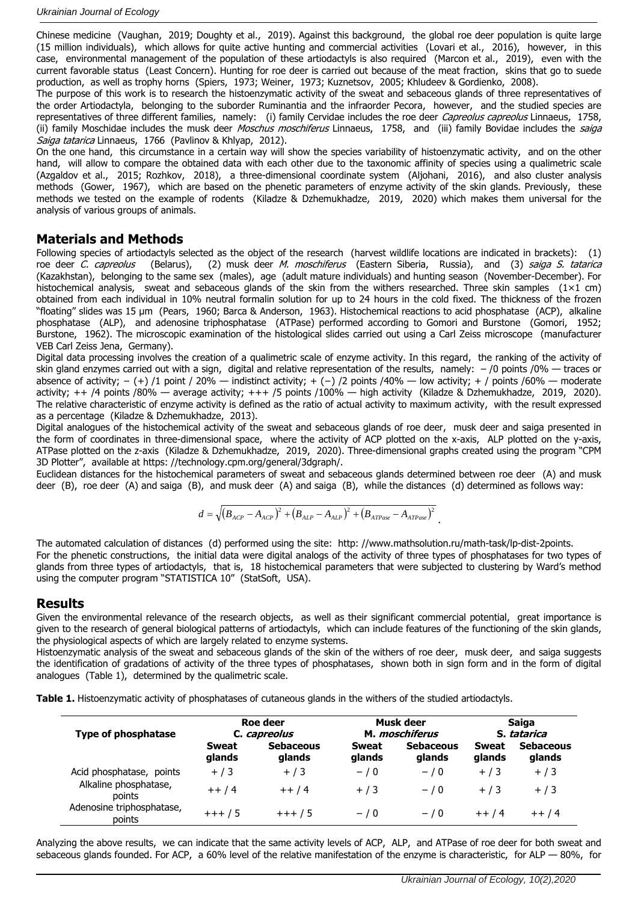Chinese medicine (Vaughan, 2019; Doughty et al., 2019). Against this background, the global roe deer population is quite large (15 million individuals), which allows for quite active hunting and commercial activities (Lovari et al., 2016), however, in this case, environmental management of the population of these artiodactyls is also required (Marcon et al., 2019), even with the current favorable status (Least Concern). Hunting for roe deer is carried out because of the meat fraction, skins that go to suede production, as well as trophy horns (Spiers, 1973; Weiner, 1973; Kuznetsov, 2005; Khludeev & Gordienko, 2008).

The purpose of this work is to research the histoenzymatic activity of the sweat and sebaceous glands of three representatives of the order Artiodactyla, belonging to the suborder Ruminantia and the infraorder Pecora, however, and the studied species are representatives of three different families, namely: (i) family Cervidae includes the roe deer *Capreolus capreolus* Linnaeus, 1758, (ii) family Moschidae includes the musk deer *Moschus moschiferus* Linnaeus, 1758, and (iii) family Bovidae includes the *saiga Saiga tatarica* Linnaeus, 1766 (Pavlinov & Khlyap, 2012).

On the one hand, this circumstance in a certain way will show the species variability of histoenzymatic activity, and on the other hand, will allow to compare the obtained data with each other due to the taxonomic affinity of species using a qualimetric scale (Azgaldov et al., 2015; Rozhkov, 2018), a three-dimensional coordinate system (Aljohani, 2016), and also cluster analysis methods (Gower, 1967), which are based on the phenetic parameters of enzyme activity of the skin glands. Previously, these methods we tested on the example of rodents (Kiladze & Dzhemukhadze, 2019, 2020) which makes them universal for the analysis of various groups of animals.

## Materials and Methods

Following species of artiodactyls selected as the object of the research (harvest wildlife locations are indicated in brackets): (1) roe deer *C. capreolus* (Belarus), (2) musk deer *M. moschiferus* (Eastern Siberia, Russia), and (3) *saiga S. tatarica* (Kazakhstan), belonging to the same sex (males), age (adult mature individuals) and hunting season (November-December). For histochemical analysis, sweat and sebaceous glands of the skin from the withers researched. Three skin samples (1×1 cm) obtained from each individual in 10% neutral formalin solution for up to 24 hours in the cold fixed. The thickness of the frozen "floating" slides was 15 μm (Pears, 1960; Barca & Anderson, 1963). Histochemical reactions to acid phosphatase (ACP), alkaline phosphatase (ALP), and adenosine triphosphatase (ATPase) performed according to Gomori and Burstone (Gomori, 1952; Burstone, 1962). The microscopic examination of the histological slides carried out using a Carl Zeiss microscope (manufacturer VEB Carl Zeiss Jena, Germany).

Digital data processing involves the creation of a qualimetric scale of enzyme activity. In this regard, the ranking of the activity of skin gland enzymes carried out with a sign, digital and relative representation of the results, namely: – /0 points /0% — traces or absence of activity; – (+) /1 point / 20% — indistinct activity; + (–) /2 points /40% — low activity; + / points /60% — moderate activity; ++ /4 points /80% — average activity; +++ /5 points /100% — high activity (Kiladze & Dzhemukhadze, 2019, 2020). The relative characteristic of enzyme activity is defined as the ratio of actual activity to maximum activity, with the result expressed as a percentage (Kiladze & Dzhemukhadze, 2013).

Digital analogues of the histochemical activity of the sweat and sebaceous glands of roe deer, musk deer and saiga presented in the form of coordinates in three-dimensional space, where the activity of ACP plotted on the x-axis, ALP plotted on the y-axis, ATPase plotted on the z-axis (Kiladze & Dzhemukhadze, 2019, 2020). Three-dimensional graphs created using the program "CPM 3D Plotter", available at https: //technology.cpm.org/general/3dgraph/.

Euclidean distances for the histochemical parameters of sweat and sebaceous glands determined between roe deer (A) and musk deer (B), roe deer (A) and saiga (B), and musk deer (A) and saiga (B), while the distances (d) determined as follows way:

$$d = \sqrt{\left(B_{ACP} - A_{ACP}\right)^2 + \left(B_{ALP} - A_{ALP}\right)^2 + \left(B_{ATPase} - A_{ATPase}\right)^2}.$$

The automated calculation of distances (d) performed using the site: http: //www.mathsolution.ru/math-task/lp-dist-2points.

For the phenetic constructions, the initial data were digital analogs of the activity of three types of phosphatases for two types of glands from three types of artiodactyls, that is, 18 histochemical parameters that were subjected to clustering by Ward's method using the computer program "STATISTICA 10" (StatSoft, USA).

## Results

Given the environmental relevance of the research objects, as well as their significant commercial potential, great importance is given to the research of general biological patterns of artiodactyls, which can include features of the functioning of the skin glands, the physiological aspects of which are largely related to enzyme systems.

Histoenzymatic analysis of the sweat and sebaceous glands of the skin of the withers of roe deer, musk deer, and saiga suggests the identification of gradations of activity of the three types of phosphatases, shown both in sign form and in the form of digital analogues (Table 1), determined by the qualimetric scale.

**Table 1.** Histoenzymatic activity of phosphatases of cutaneous glands in the withers of the studied artiodactyls.

| Type of phosphatase | Roe deer *C. capreolus* | | Musk deer *M. moschiferus* | | Saiga *S. tatarica* | |
|---|---|---|---|---|---|---|
| | **Sweat glands** | **Sebaceous glands** | **Sweat glands** | **Sebaceous glands** | **Sweat glands** | **Sebaceous glands** |
| Acid phosphatase, points | + / 3 | + / 3 | – / 0 | – / 0 | + / 3 | + / 3 |
| Alkaline phosphatase, points | ++ / 4 | ++ / 4 | + / 3 | – / 0 | + / 3 | + / 3 |
| Adenosine triphosphatase, points | +++ / 5 | +++ / 5 | – / 0 | – / 0 | ++ / 4 | ++ / 4 |

Analyzing the above results, we can indicate that the same activity levels of ACP, ALP, and ATPase of roe deer for both sweat and sebaceous glands founded. For ACP, a 60% level of the relative manifestation of the enzyme is characteristic, for ALP — 80%, for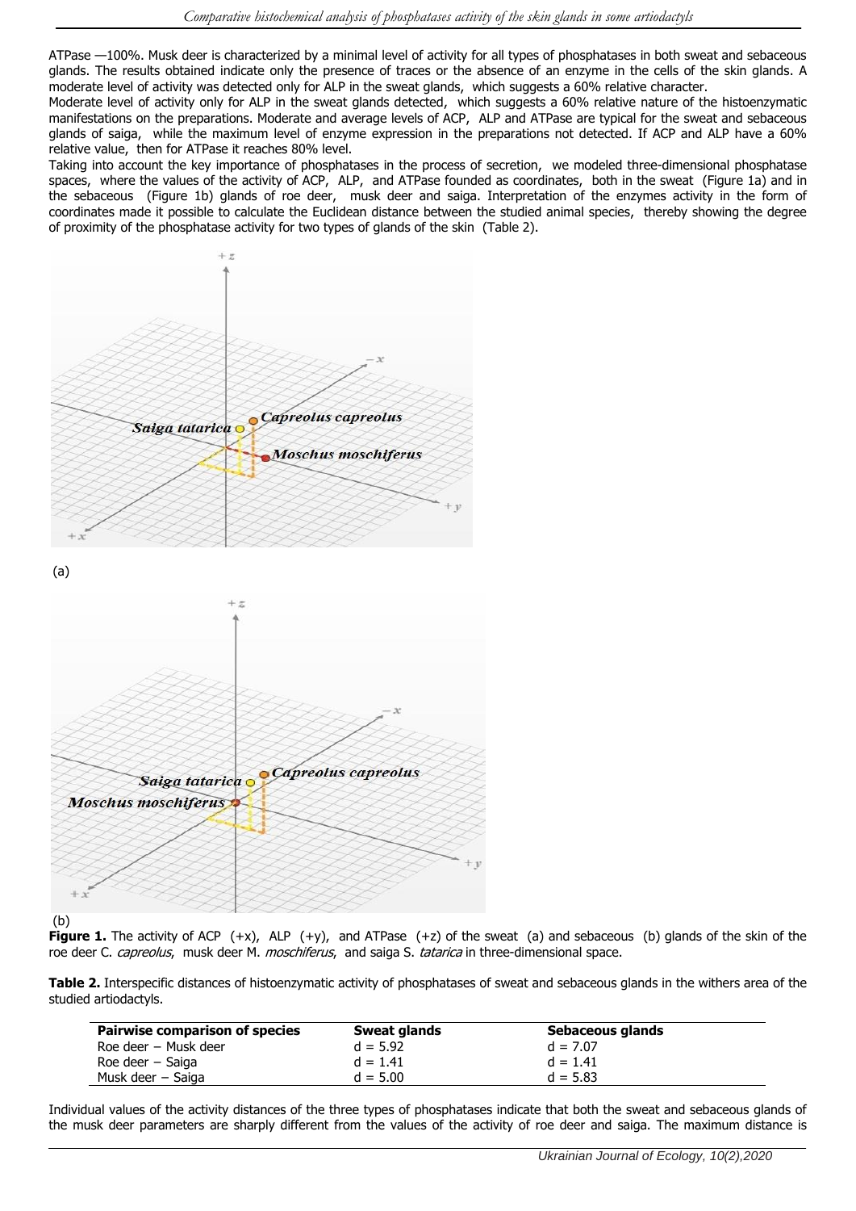ATPase —100%. Musk deer is characterized by a minimal level of activity for all types of phosphatases in both sweat and sebaceous glands. The results obtained indicate only the presence of traces or the absence of an enzyme in the cells of the skin glands. A moderate level of activity was detected only for ALP in the sweat glands, which suggests a 60% relative character.

Moderate level of activity only for ALP in the sweat glands detected, which suggests a 60% relative nature of the histoenzymatic manifestations on the preparations. Moderate and average levels of ACP, ALP and ATPase are typical for the sweat and sebaceous glands of saiga, while the maximum level of enzyme expression in the preparations not detected. If ACP and ALP have a 60% relative value, then for ATPase it reaches 80% level.

Taking into account the key importance of phosphatases in the process of secretion, we modeled three-dimensional phosphatase spaces, where the values of the activity of ACP, ALP, and ATPase founded as coordinates, both in the sweat (Figure 1a) and in the sebaceous (Figure 1b) glands of roe deer, musk deer and saiga. Interpretation of the enzymes activity in the form of coordinates made it possible to calculate the Euclidean distance between the studied animal species, thereby showing the degree of proximity of the phosphatase activity for two types of glands of the skin (Table 2).

(a)

(b)

**Figure 1.** The activity of ACP (+x), ALP (+y), and ATPase (+z) of the sweat (a) and sebaceous (b) glands of the skin of the roe deer C. *capreolus*, musk deer M. *moschiferus*, and saiga S. *tatarica* in three-dimensional space.

**Table 2.** Interspecific distances of histoenzymatic activity of phosphatases of sweat and sebaceous glands in the withers area of the studied artiodactyls.

| Pairwise comparison of species | Sweat glands | Sebaceous glands |
|---|---|---|
| Roe deer – Musk deer | d = 5.92 | d = 7.07 |
| Roe deer – Saiga | d = 1.41 | d = 1.41 |
| Musk deer – Saiga | d = 5.00 | d = 5.83 |

Individual values of the activity distances of the three types of phosphatases indicate that both the sweat and sebaceous glands of the musk deer parameters are sharply different from the values of the activity of roe deer and saiga. The maximum distance is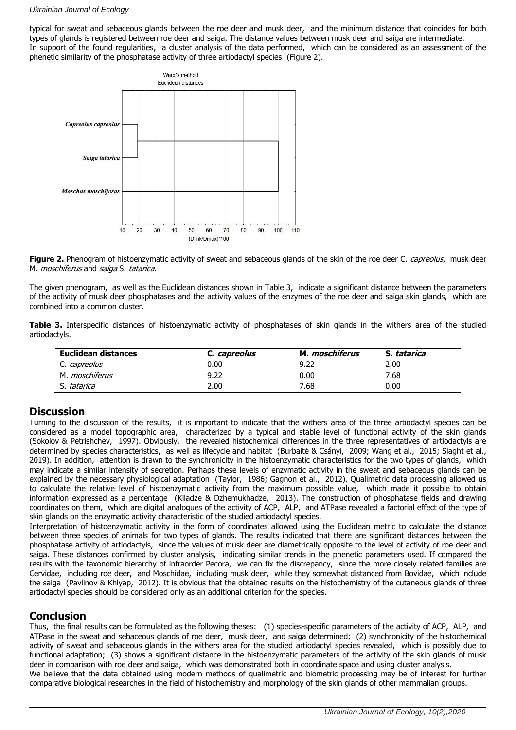typical for sweat and sebaceous glands between the roe deer and musk deer, and the minimum distance that coincides for both types of glands is registered between roe deer and saiga. The distance values between musk deer and saiga are intermediate.
In support of the found regularities, a cluster analysis of the data performed, which can be considered as an assessment of the phenetic similarity of the phosphatase activity of three artiodactyl species (Figure 2).

**Figure 2.** Phenogram of histoenzymatic activity of sweat and sebaceous glands of the skin of the roe deer C. *capreolus*, musk deer M. *moschiferus* and *saiga* S. *tatarica*.

The given phenogram, as well as the Euclidean distances shown in Table 3, indicate a significant distance between the parameters of the activity of musk deer phosphatases and the activity values of the enzymes of the roe deer and saiga skin glands, which are combined into a common cluster.

**Table 3.** Interspecific distances of histoenzymatic activity of phosphatases of skin glands in the withers area of the studied artiodactyls.

| Euclidean distances | C. *capreolus* | M. *moschiferus* | S. *tatarica* |
|---|---|---|---|
| C. *capreolus* | 0.00 | 9.22 | 2.00 |
| M. *moschiferus* | 9.22 | 0.00 | 7.68 |
| S. *tatarica* | 2.00 | 7.68 | 0.00 |

## Discussion

Turning to the discussion of the results, it is important to indicate that the withers area of the three artiodactyl species can be considered as a model topographic area, characterized by a typical and stable level of functional activity of the skin glands (Sokolov & Petrishchev, 1997). Obviously, the revealed histochemical differences in the three representatives of artiodactyls are determined by species characteristics, as well as lifecycle and habitat (Burbaitė & Csányi, 2009; Wang et al., 2015; Slaght et al., 2019). In addition, attention is drawn to the synchronicity in the histoenzymatic characteristics for the two types of glands, which may indicate a similar intensity of secretion. Perhaps these levels of enzymatic activity in the sweat and sebaceous glands can be explained by the necessary physiological adaptation (Taylor, 1986; Gagnon et al., 2012). Qualimetric data processing allowed us to calculate the relative level of histoenzymatic activity from the maximum possible value, which made it possible to obtain information expressed as a percentage (Kiladze & Dzhemukhadze, 2013). The construction of phosphatase fields and drawing coordinates on them, which are digital analogues of the activity of ACP, ALP, and ATPase revealed a factorial effect of the type of skin glands on the enzymatic activity characteristic of the studied artiodactyl species.
Interpretation of histoenzymatic activity in the form of coordinates allowed using the Euclidean metric to calculate the distance between three species of animals for two types of glands. The results indicated that there are significant distances between the phosphatase activity of artiodactyls, since the values of musk deer are diametrically opposite to the level of activity of roe deer and saiga. These distances confirmed by cluster analysis, indicating similar trends in the phenetic parameters used. If compared the results with the taxonomic hierarchy of infraorder Pecora, we can fix the discrepancy, since the more closely related families are Cervidae, including roe deer, and Moschidae, including musk deer, while they somewhat distanced from Bovidae, which include the saiga (Pavlinov & Khlyap, 2012). It is obvious that the obtained results on the histochemistry of the cutaneous glands of three artiodactyl species should be considered only as an additional criterion for the species.

## Conclusion

Thus, the final results can be formulated as the following theses: (1) species-specific parameters of the activity of ACP, ALP, and ATPase in the sweat and sebaceous glands of roe deer, musk deer, and saiga determined; (2) synchronicity of the histochemical activity of sweat and sebaceous glands in the withers area for the studied artiodactyl species revealed, which is possibly due to functional adaptation; (3) shows a significant distance in the histoenzymatic parameters of the activity of the skin glands of musk deer in comparison with roe deer and saiga, which was demonstrated both in coordinate space and using cluster analysis.
We believe that the data obtained using modern methods of qualimetric and biometric processing may be of interest for further comparative biological researches in the field of histochemistry and morphology of the skin glands of other mammalian groups.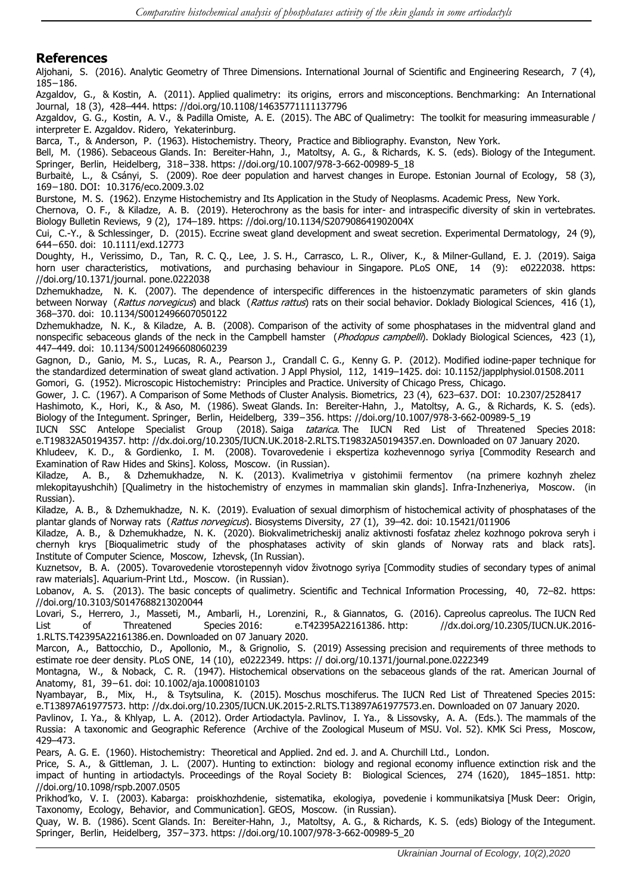## References

Aljohani, S. (2016). Analytic Geometry of Three Dimensions. International Journal of Scientific and Engineering Research, 7 (4), 185–186.

Azgaldov, G., & Kostin, A. (2011). Applied qualimetry: its origins, errors and misconceptions. Benchmarking: An International Journal, 18 (3), 428–444. https: //doi.org/10.1108/14635771111137796

Azgaldov, G. G., Kostin, A. V., & Padilla Omiste, A. E. (2015). The ABC of Qualimetry: The toolkit for measuring immeasurable / interpreter E. Azgaldov. Ridero, Yekaterinburg.

Barca, T., & Anderson, P. (1963). Histochemistry. Theory, Practice and Bibliography. Evanston, New York.

Bell, M. (1986). Sebaceous Glands. In: Bereiter-Hahn, J., Matoltsy, A. G., & Richards, K. S. (eds). Biology of the Integument. Springer, Berlin, Heidelberg, 318–338. https: //doi.org/10.1007/978-3-662-00989-5_18

Burbaitė, L., & Csányi, S. (2009). Roe deer population and harvest changes in Europe. Estonian Journal of Ecology, 58 (3), 169–180. DOI: 10.3176/eco.2009.3.02

Burstone, M. S. (1962). Enzyme Histochemistry and Its Application in the Study of Neoplasms. Academic Press, New York.

Chernova, O. F., & Kiladze, A. B. (2019). Heterochrony as the basis for inter- and intraspecific diversity of skin in vertebrates. Biology Bulletin Reviews, 9 (2), 174–189. https: //doi.org/10.1134/S207908641902004X

Cui, C.-Y., & Schlessinger, D. (2015). Eccrine sweat gland development and sweat secretion. Experimental Dermatology, 24 (9), 644–650. doi: 10.1111/exd.12773

Doughty, H., Verissimo, D., Tan, R. C. Q., Lee, J. S. H., Carrasco, L. R., Oliver, K., & Milner-Gulland, E. J. (2019). Saiga horn user characteristics, motivations, and purchasing behaviour in Singapore. PLoS ONE, 14 (9): e0222038. https: //doi.org/10.1371/journal. pone.0222038

Dzhemukhadze, N. K. (2007). The dependence of interspecific differences in the histoenzymatic parameters of skin glands between Norway (*Rattus norvegicus*) and black (*Rattus rattus*) rats on their social behavior. Doklady Biological Sciences, 416 (1), 368–370. doi: 10.1134/S0012496607050122

Dzhemukhadze, N. K., & Kiladze, A. B. (2008). Comparison of the activity of some phosphatases in the midventral gland and nonspecific sebaceous glands of the neck in the Campbell hamster (*Phodopus campbelli*). Doklady Biological Sciences, 423 (1), 447–449. doi: 10.1134/S0012496608060239

Gagnon, D., Ganio, M. S., Lucas, R. A., Pearson J., Crandall C. G., Kenny G. P. (2012). Modified iodine-paper technique for the standardized determination of sweat gland activation. J Appl Physiol, 112, 1419–1425. doi: 10.1152/japplphysiol.01508.2011

Gomori, G. (1952). Microscopic Histochemistry: Principles and Practice. University of Chicago Press, Chicago.

Gower, J. C. (1967). A Comparison of Some Methods of Cluster Analysis. Biometrics, 23 (4), 623–637. DOI: 10.2307/2528417

Hashimoto, K., Hori, K., & Aso, M. (1986). Sweat Glands. In: Bereiter-Hahn, J., Matoltsy, A. G., & Richards, K. S. (eds). Biology of the Integument. Springer, Berlin, Heidelberg, 339–356. https: //doi.org/10.1007/978-3-662-00989-5_19

IUCN SSC Antelope Specialist Group (2018). Saiga *tatarica*. The IUCN Red List of Threatened Species 2018: e.T19832A50194357. http: //dx.doi.org/10.2305/IUCN.UK.2018-2.RLTS.T19832A50194357.en. Downloaded on 07 January 2020.

Khludeev, K. D., & Gordienko, I. M. (2008). Tovarovedenie i ekspertiza kozhevennogo syriya [Commodity Research and Examination of Raw Hides and Skins]. Koloss, Moscow. (in Russian).

Kiladze, A. B., & Dzhemukhadze, N. K. (2013). Kvalimetriya v gistohimii fermentov (na primere kozhnyh zhelez mlekopitayushchih) [Qualimetry in the histochemistry of enzymes in mammalian skin glands]. Infra-Inzheneriya, Moscow. (in Russian).

Kiladze, A. B., & Dzhemukhadze, N. K. (2019). Evaluation of sexual dimorphism of histochemical activity of phosphatases of the plantar glands of Norway rats (*Rattus norvegicus*). Biosystems Diversity, 27 (1), 39–42. doi: 10.15421/011906

Kiladze, A. B., & Dzhemukhadze, N. K. (2020). Biokvalimetricheskij analiz aktivnosti fosfataz zhelez kozhnogo pokrova seryh i chernyh krys [Bioqualimetric study of the phosphatases activity of skin glands of Norway rats and black rats]. Institute of Computer Science, Moscow, Izhevsk, (In Russian).

Kuznetsov, B. A. (2005). Tovarovedenie vtorostepennyh vidov životnogo syriya [Commodity studies of secondary types of animal raw materials]. Aquarium-Print Ltd., Moscow. (in Russian).

Lobanov, A. S. (2013). The basic concepts of qualimetry. Scientific and Technical Information Processing, 40, 72–82. https: //doi.org/10.3103/S0147688213020044

Lovari, S., Herrero, J., Masseti, M., Ambarli, H., Lorenzini, R., & Giannatos, G. (2016). Capreolus capreolus. The IUCN Red List of Threatened Species 2016: e.T42395A22161386. http: //dx.doi.org/10.2305/IUCN.UK.2016-1.RLTS.T42395A22161386.en. Downloaded on 07 January 2020.

Marcon, A., Battocchio, D., Apollonio, M., & Grignolio, S. (2019) Assessing precision and requirements of three methods to estimate roe deer density. PLoS ONE, 14 (10), e0222349. https: // doi.org/10.1371/journal.pone.0222349

Montagna, W., & Noback, C. R. (1947). Histochemical observations on the sebaceous glands of the rat. American Journal of Anatomy, 81, 39–61. doi: 10.1002/aja.1000810103

Nyambayar, B., Mix, H., & Tsytsulina, K. (2015). Moschus moschiferus. The IUCN Red List of Threatened Species 2015: e.T13897A61977573. http: //dx.doi.org/10.2305/IUCN.UK.2015-2.RLTS.T13897A61977573.en. Downloaded on 07 January 2020.

Pavlinov, I. Ya., & Khlyap, L. A. (2012). Order Artiodactyla. Pavlinov, I. Ya., & Lissovsky, A. A. (Eds.). The mammals of the Russia: A taxonomic and Geographic Reference (Archive of the Zoological Museum of MSU. Vol. 52). KMK Sci Press, Moscow, 429–473.

Pears, A. G. E. (1960). Histochemistry: Theoretical and Applied. 2nd ed. J. and A. Churchill Ltd., London.

Price, S. A., & Gittleman, J. L. (2007). Hunting to extinction: biology and regional economy influence extinction risk and the impact of hunting in artiodactyls. Proceedings of the Royal Society B: Biological Sciences, 274 (1620), 1845–1851. http: //doi.org/10.1098/rspb.2007.0505

Prikhod'ko, V. I. (2003). Kabarga: proiskhozhdenie, sistematika, ekologiya, povedenie i kommunikatsiya [Musk Deer: Origin, Taxonomy, Ecology, Behavior, and Communication]. GEOS, Moscow. (in Russian).

Quay, W. B. (1986). Scent Glands. In: Bereiter-Hahn, J., Matoltsy, A. G., & Richards, K. S. (eds) Biology of the Integument. Springer, Berlin, Heidelberg, 357–373. https: //doi.org/10.1007/978-3-662-00989-5_20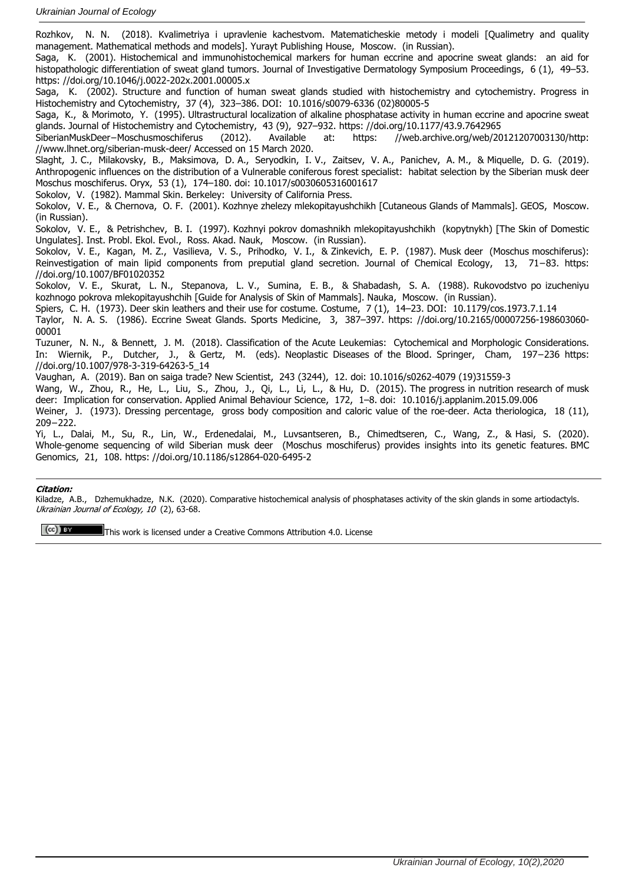Rozhkov, N. N. (2018). Kvalimetriya i upravlenie kachestvom. Matematicheskie metody i modeli [Qualimetry and quality management. Mathematical methods and models]. Yurayt Publishing House, Moscow. (in Russian).

Saga, K. (2001). Histochemical and immunohistochemical markers for human eccrine and apocrine sweat glands: an aid for histopathologic differentiation of sweat gland tumors. Journal of Investigative Dermatology Symposium Proceedings, 6 (1), 49–53. https: //doi.org/10.1046/j.0022-202x.2001.00005.x

Saga, K. (2002). Structure and function of human sweat glands studied with histochemistry and cytochemistry. Progress in Histochemistry and Cytochemistry, 37 (4), 323–386. DOI: 10.1016/s0079-6336 (02)80005-5

Saga, K., & Morimoto, Y. (1995). Ultrastructural localization of alkaline phosphatase activity in human eccrine and apocrine sweat glands. Journal of Histochemistry and Cytochemistry, 43 (9), 927–932. https: //doi.org/10.1177/43.9.7642965

SiberianMuskDeer−Moschusmoschiferus (2012). Available at: https: //web.archive.org/web/20121207003130/http: //www.lhnet.org/siberian-musk-deer/ Accessed on 15 March 2020.

Slaght, J. C., Milakovsky, B., Maksimova, D. A., Seryodkin, I. V., Zaitsev, V. A., Panichev, A. M., & Miquelle, D. G. (2019). Anthropogenic influences on the distribution of a Vulnerable coniferous forest specialist: habitat selection by the Siberian musk deer Moschus moschiferus. Oryx, 53 (1), 174–180. doi: 10.1017/s0030605316001617

Sokolov, V. (1982). Mammal Skin. Berkeley: University of California Press.

Sokolov, V. E., & Chernova, O. F. (2001). Kozhnye zhelezy mlekopitayushchikh [Cutaneous Glands of Mammals]. GEOS, Moscow. (in Russian).

Sokolov, V. E., & Petrishchev, B. I. (1997). Kozhnyi pokrov domashnikh mlekopitayushchikh (kopytnykh) [The Skin of Domestic Ungulates]. Inst. Probl. Ekol. Evol., Ross. Akad. Nauk, Moscow. (in Russian).

Sokolov, V. E., Kagan, M. Z., Vasilieva, V. S., Prihodko, V. I., & Zinkevich, E. P. (1987). Musk deer (Moschus moschiferus): Reinvestigation of main lipid components from preputial gland secretion. Journal of Chemical Ecology, 13, 71−83. https: //doi.org/10.1007/BF01020352

Sokolov, V. E., Skurat, L. N., Stepanova, L. V., Sumina, E. B., & Shabadash, S. A. (1988). Rukovodstvo po izucheniyu kozhnogo pokrova mlekopitayushchih [Guide for Analysis of Skin of Mammals]. Nauka, Moscow. (in Russian).

Spiers, C. H. (1973). Deer skin leathers and their use for costume. Costume, 7 (1), 14–23. DOI: 10.1179/cos.1973.7.1.14

Taylor, N. A. S. (1986). Eccrine Sweat Glands. Sports Medicine, 3, 387−397. https: //doi.org/10.2165/00007256-198603060-00001

Tuzuner, N. N., & Bennett, J. M. (2018). Classification of the Acute Leukemias: Cytochemical and Morphologic Considerations. In: Wiernik, P., Dutcher, J., & Gertz, M. (eds). Neoplastic Diseases of the Blood. Springer, Cham, 197−236 https: //doi.org/10.1007/978-3-319-64263-5_14

Vaughan, A. (2019). Ban on saiga trade? New Scientist, 243 (3244), 12. doi: 10.1016/s0262-4079 (19)31559-3

Wang, W., Zhou, R., He, L., Liu, S., Zhou, J., Qi, L., Li, L., & Hu, D. (2015). The progress in nutrition research of musk deer: Implication for conservation. Applied Animal Behaviour Science, 172, 1–8. doi: 10.1016/j.applanim.2015.09.006

Weiner, J. (1973). Dressing percentage, gross body composition and caloric value of the roe-deer. Acta theriologica, 18 (11), 209−222.

Yi, L., Dalai, M., Su, R., Lin, W., Erdenedalai, M., Luvsantseren, B., Chimedtseren, C., Wang, Z., & Hasi, S. (2020). Whole-genome sequencing of wild Siberian musk deer (Moschus moschiferus) provides insights into its genetic features. BMC Genomics, 21, 108. https: //doi.org/10.1186/s12864-020-6495-2

***Citation:***

Kiladze, A.B., Dzhemukhadze, N.K. (2020). Comparative histochemical analysis of phosphatases activity of the skin glands in some artiodactyls. *Ukrainian Journal of Ecology, 10* (2), 63-68.

This work is licensed under a Creative Commons Attribution 4.0. License